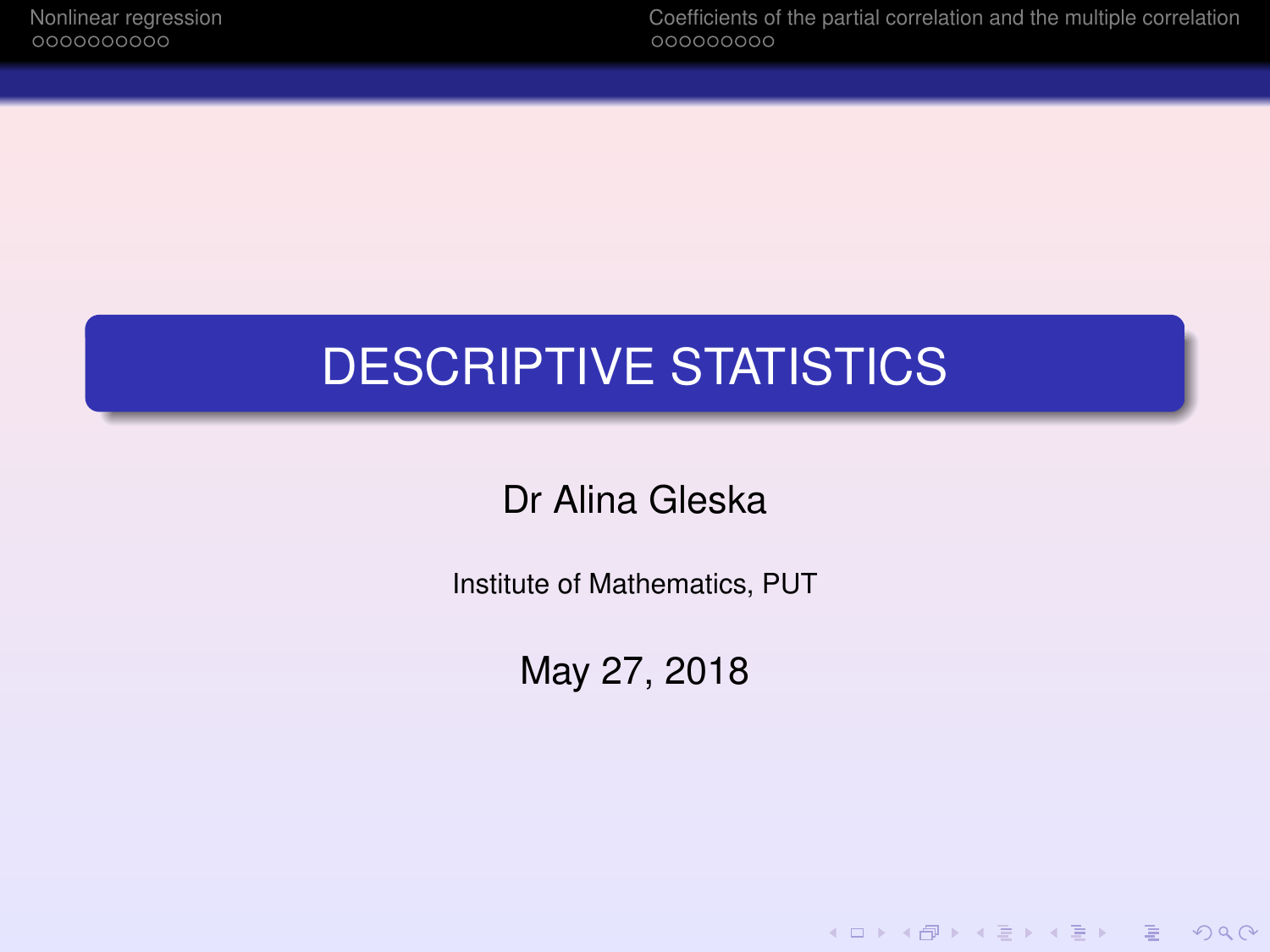# DESCRIPTIVE STATISTICS

Dr Alina Gleska

Institute of Mathematics, PUT

May 27, 2018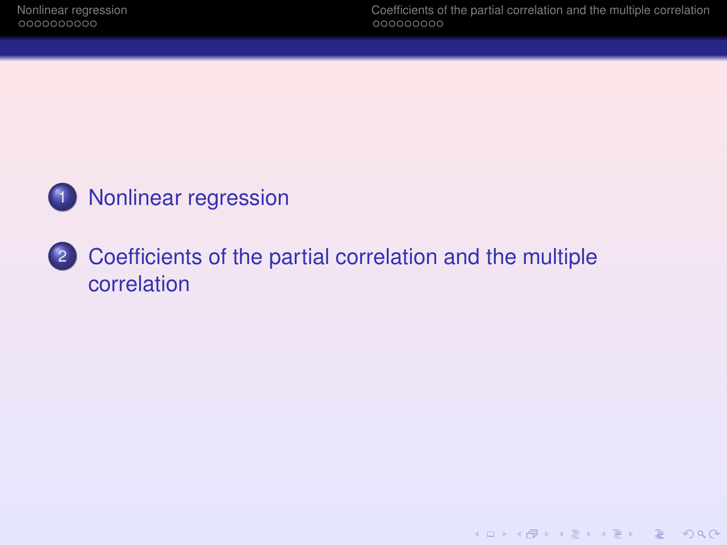1. Nonlinear regression

2. Coefficients of the partial correlation and the multiple correlation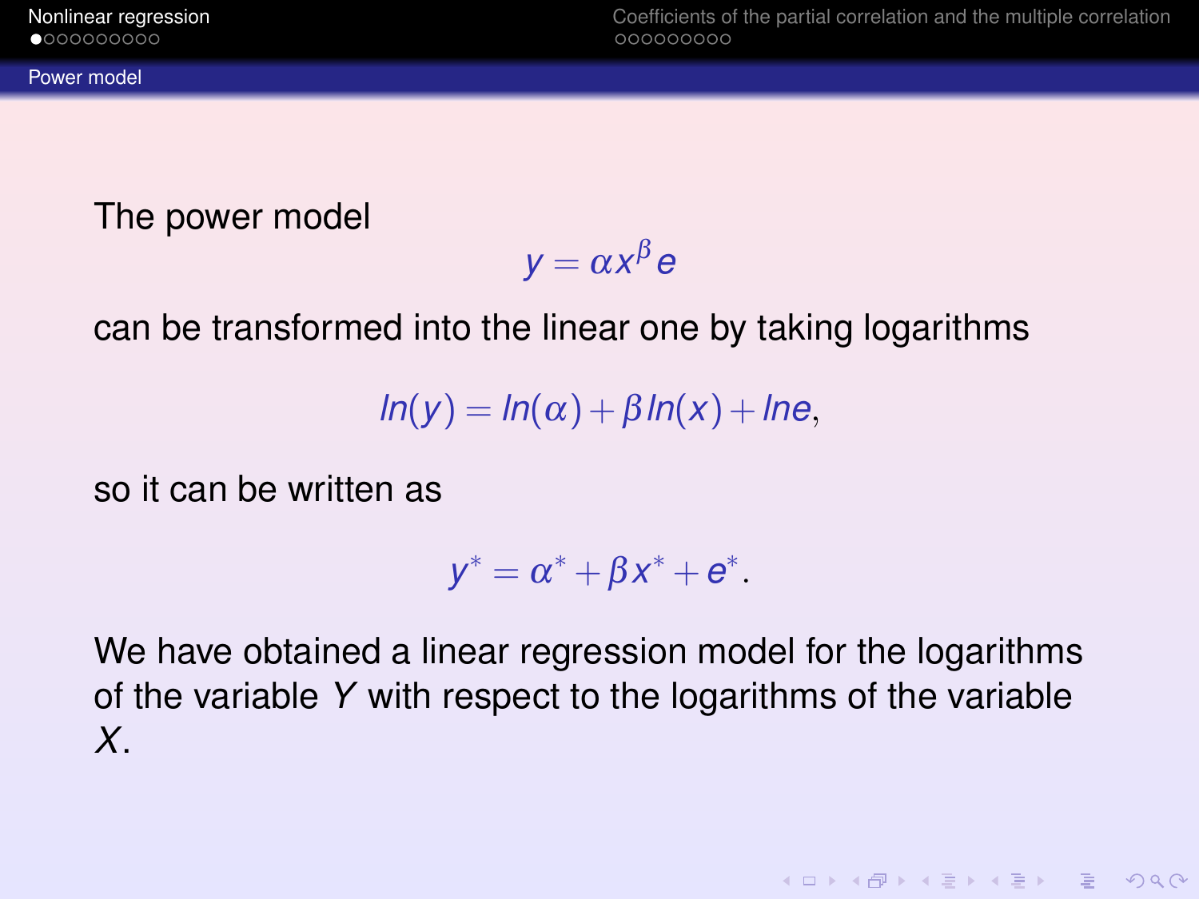## Power model

The power model

$$y = \alpha x^{\beta} e$$

can be transformed into the linear one by taking logarithms

$$ln(y) = ln(\alpha) + \beta ln(x) + lne,$$

so it can be written as

$$y^{*} = \alpha^{*} + \beta x^{*} + e^{*}.$$

We have obtained a linear regression model for the logarithms of the variable $Y$ with respect to the logarithms of the variable $X$.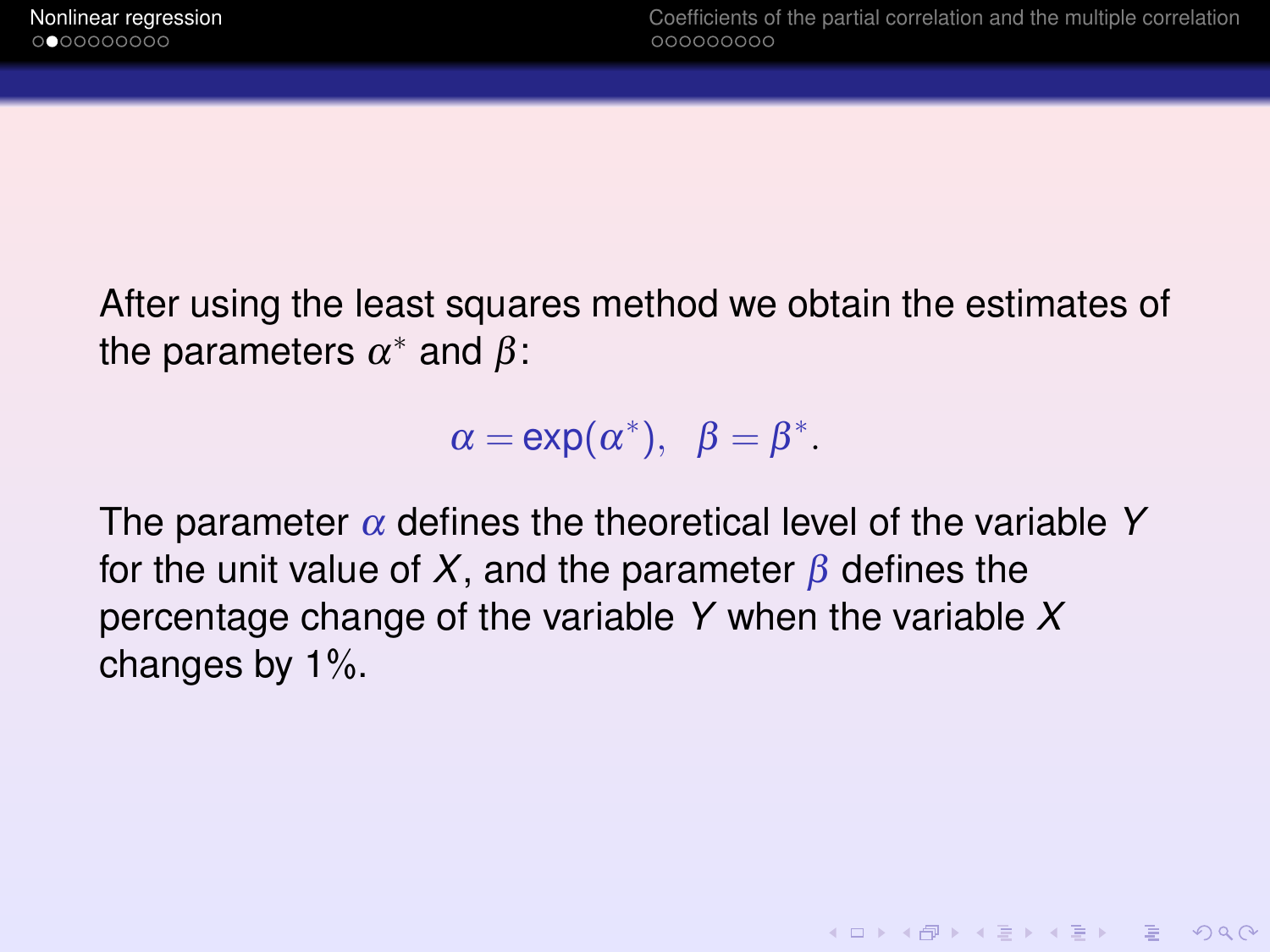After using the least squares method we obtain the estimates of the parameters $\alpha^*$ and $\beta$:

$$\alpha = \exp(\alpha^*), \quad \beta = \beta^*.$$

The parameter $\alpha$ defines the theoretical level of the variable $Y$ for the unit value of $X$, and the parameter $\beta$ defines the percentage change of the variable $Y$ when the variable $X$ changes by 1%.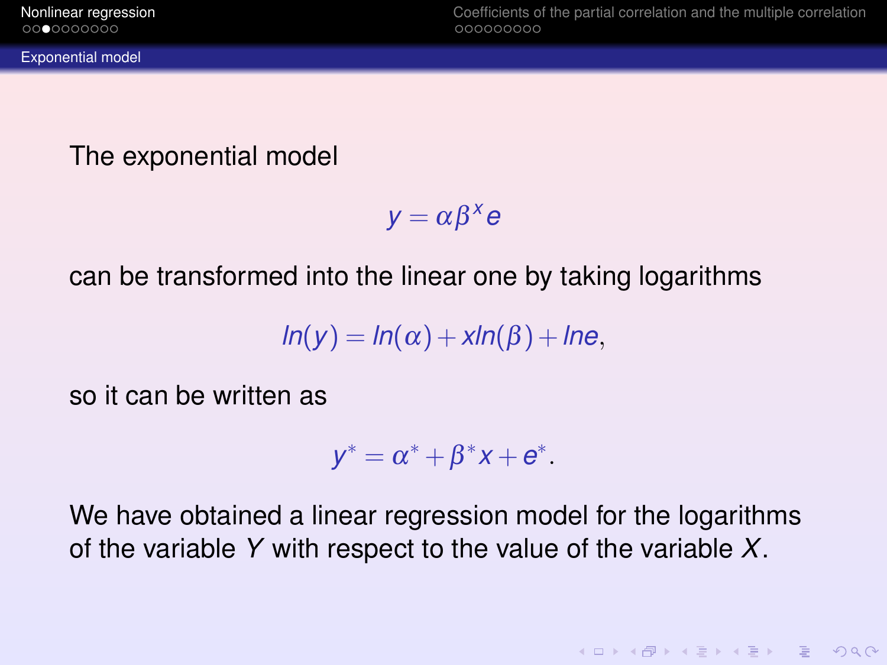## Exponential model

The exponential model

$$y = \alpha \beta^x e$$

can be transformed into the linear one by taking logarithms

$$ln(y) = ln(\alpha) + xln(\beta) + lne,$$

so it can be written as

$$y^* = \alpha^* + \beta^* x + e^*.$$

We have obtained a linear regression model for the logarithms of the variable $Y$ with respect to the value of the variable $X$.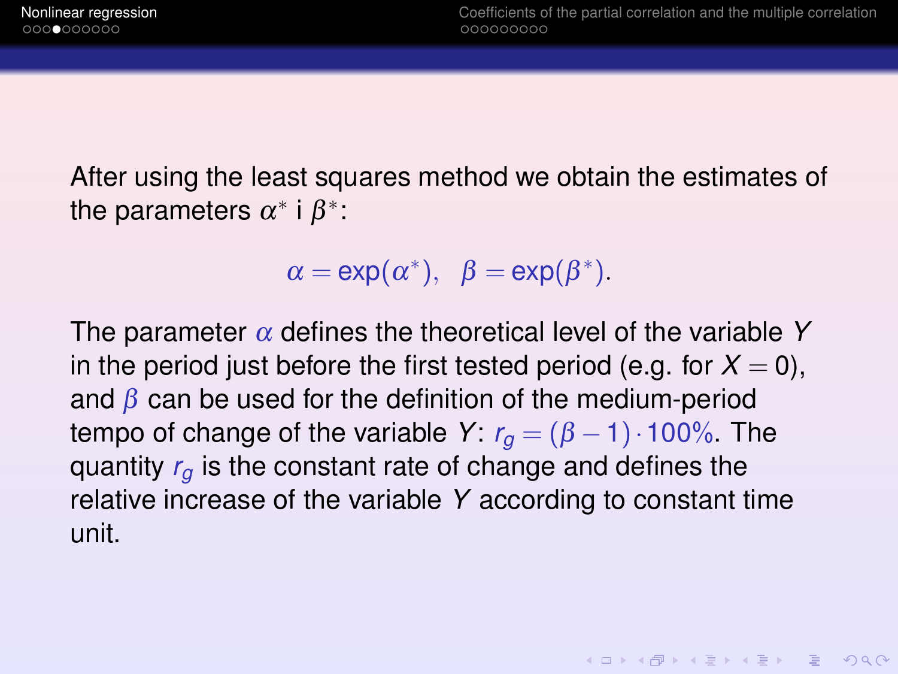After using the least squares method we obtain the estimates of the parameters $\alpha^*$ i $\beta^*$:

$$\alpha = \exp(\alpha^*), \quad \beta = \exp(\beta^*).$$

The parameter $\alpha$ defines the theoretical level of the variable $Y$ in the period just before the first tested period (e.g. for $X = 0$), and $\beta$ can be used for the definition of the medium-period tempo of change of the variable $Y$: $r_g = (\beta - 1) \cdot 100\%$. The quantity $r_g$ is the constant rate of change and defines the relative increase of the variable $Y$ according to constant time unit.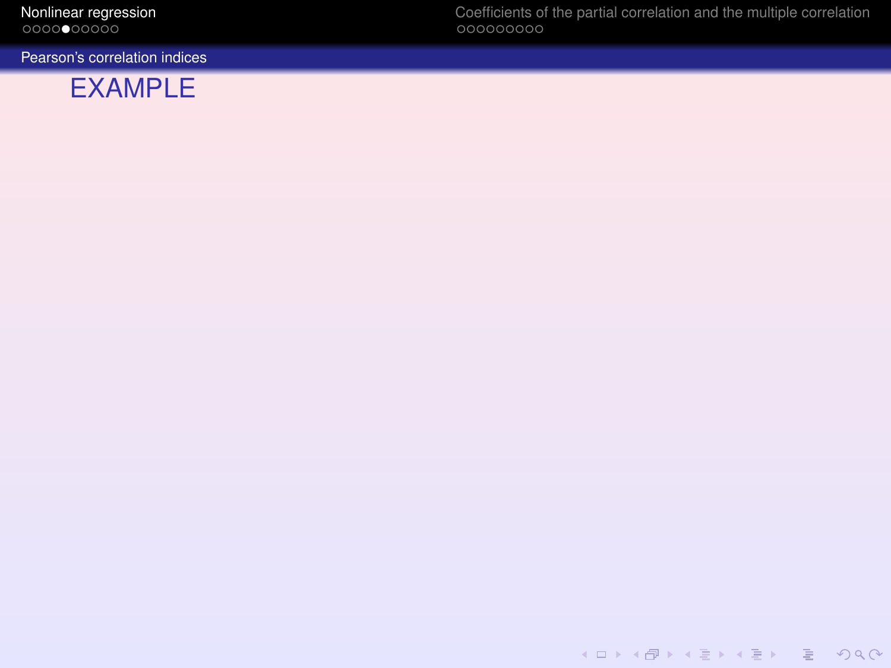## Pearson's correlation indices

### EXAMPLE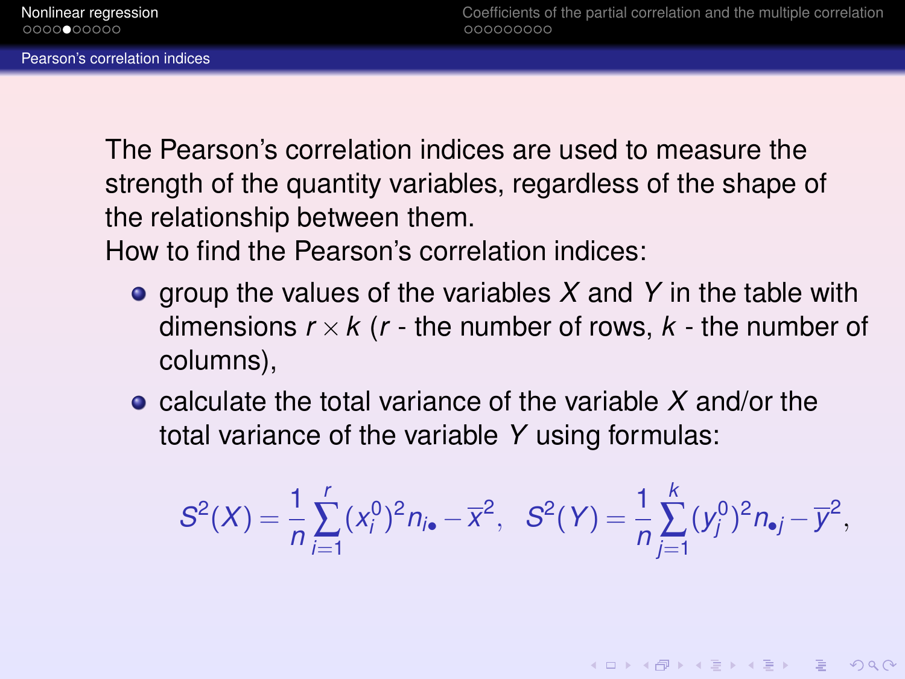## Pearson's correlation indices

The Pearson's correlation indices are used to measure the strength of the quantity variables, regardless of the shape of the relationship between them.

How to find the Pearson's correlation indices:

- group the values of the variables $X$ and $Y$ in the table with dimensions $r \times k$ ($r$ - the number of rows, $k$ - the number of columns),
- calculate the total variance of the variable $X$ and/or the total variance of the variable $Y$ using formulas:

$$S^2(X) = \frac{1}{n} \sum_{i=1}^{r} (x_i^0)^2 n_{i\bullet} - \overline{x}^2, \quad S^2(Y) = \frac{1}{n} \sum_{j=1}^{k} (y_j^0)^2 n_{\bullet j} - \overline{y}^2,$$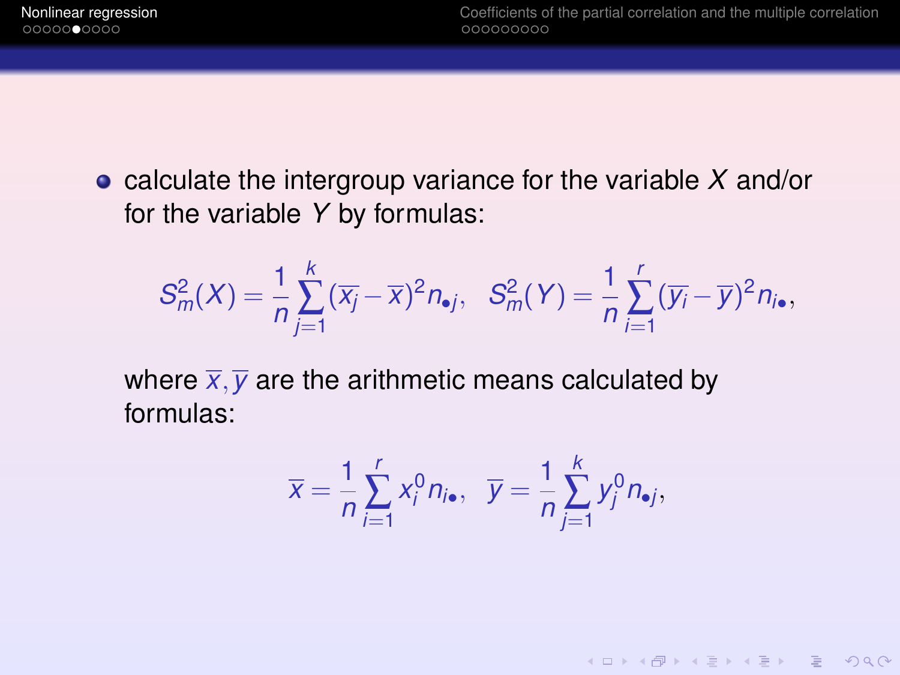- calculate the intergroup variance for the variable $X$ and/or for the variable $Y$ by formulas:

$$S_m^2(X) = \frac{1}{n}\sum_{j=1}^{k}(\overline{x_j} - \overline{x})^2 n_{\bullet j}, \quad S_m^2(Y) = \frac{1}{n}\sum_{i=1}^{r}(\overline{y_i} - \overline{y})^2 n_{i\bullet},$$

where $\overline{x}, \overline{y}$ are the arithmetic means calculated by formulas:

$$\overline{x} = \frac{1}{n}\sum_{i=1}^{r} x_i^0 n_{i\bullet}, \quad \overline{y} = \frac{1}{n}\sum_{j=1}^{k} y_j^0 n_{\bullet j},$$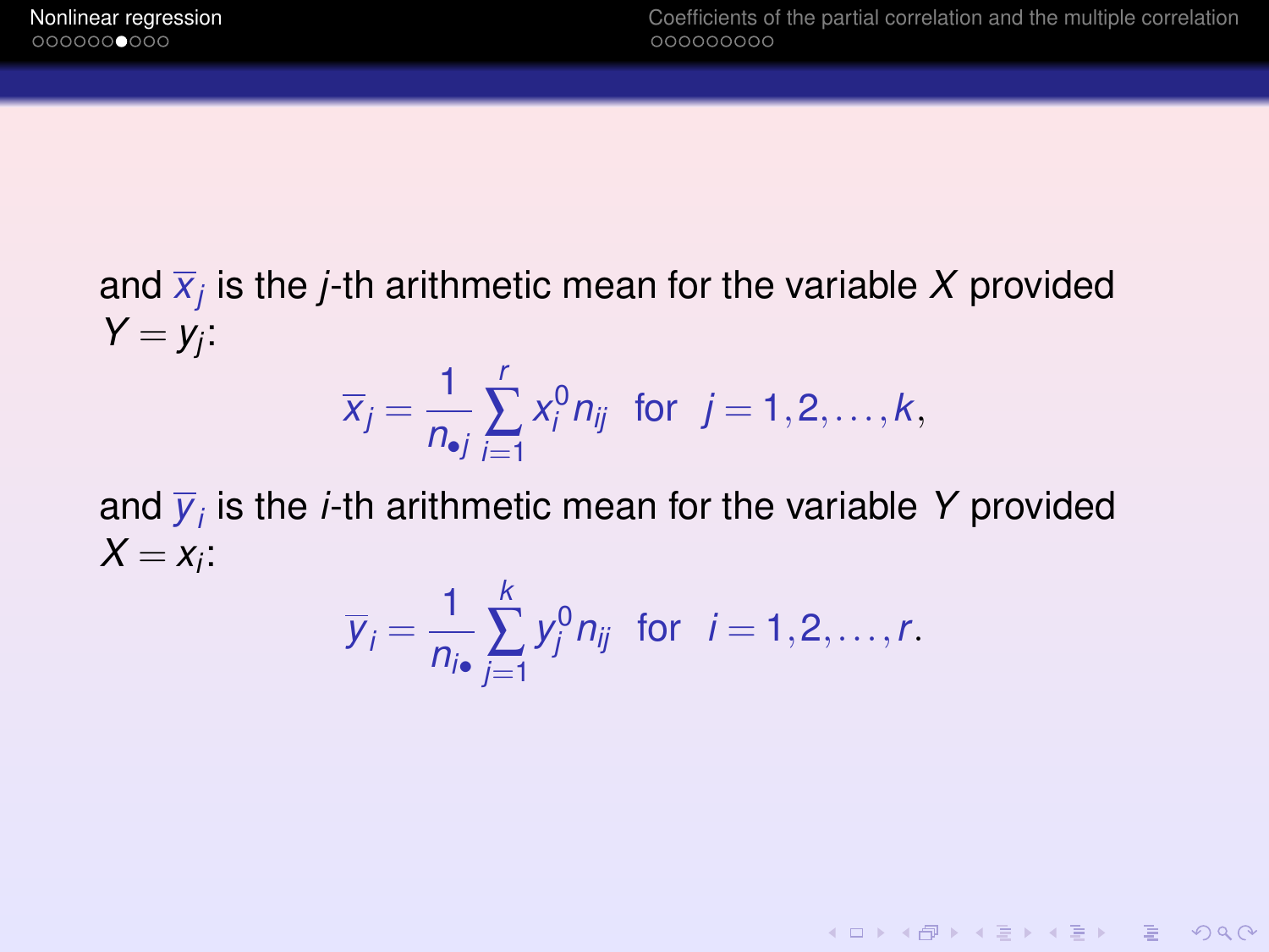and $\overline{x}_j$ is the $j$-th arithmetic mean for the variable $X$ provided $Y = y_j$:

$$\overline{x}_j = \frac{1}{n_{\bullet j}} \sum_{i=1}^{r} x_i^0 n_{ij} \quad \text{for} \quad j = 1, 2, \ldots, k,$$

and $\overline{y}_i$ is the $i$-th arithmetic mean for the variable $Y$ provided $X = x_i$:

$$\overline{y}_i = \frac{1}{n_{i\bullet}} \sum_{j=1}^{k} y_j^0 n_{ij} \quad \text{for} \quad i = 1, 2, \ldots, r.$$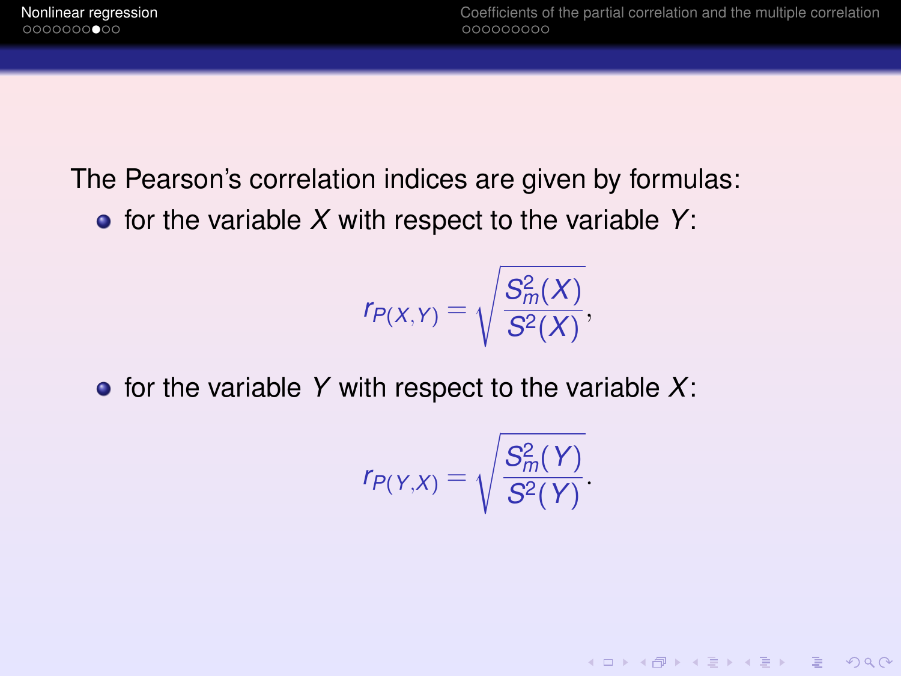The Pearson's correlation indices are given by formulas:

- for the variable $X$ with respect to the variable $Y$:

$$r_{P(X,Y)} = \sqrt{\frac{S_m^2(X)}{S^2(X)}},$$

- for the variable $Y$ with respect to the variable $X$:

$$r_{P(Y,X)} = \sqrt{\frac{S_m^2(Y)}{S^2(Y)}}.$$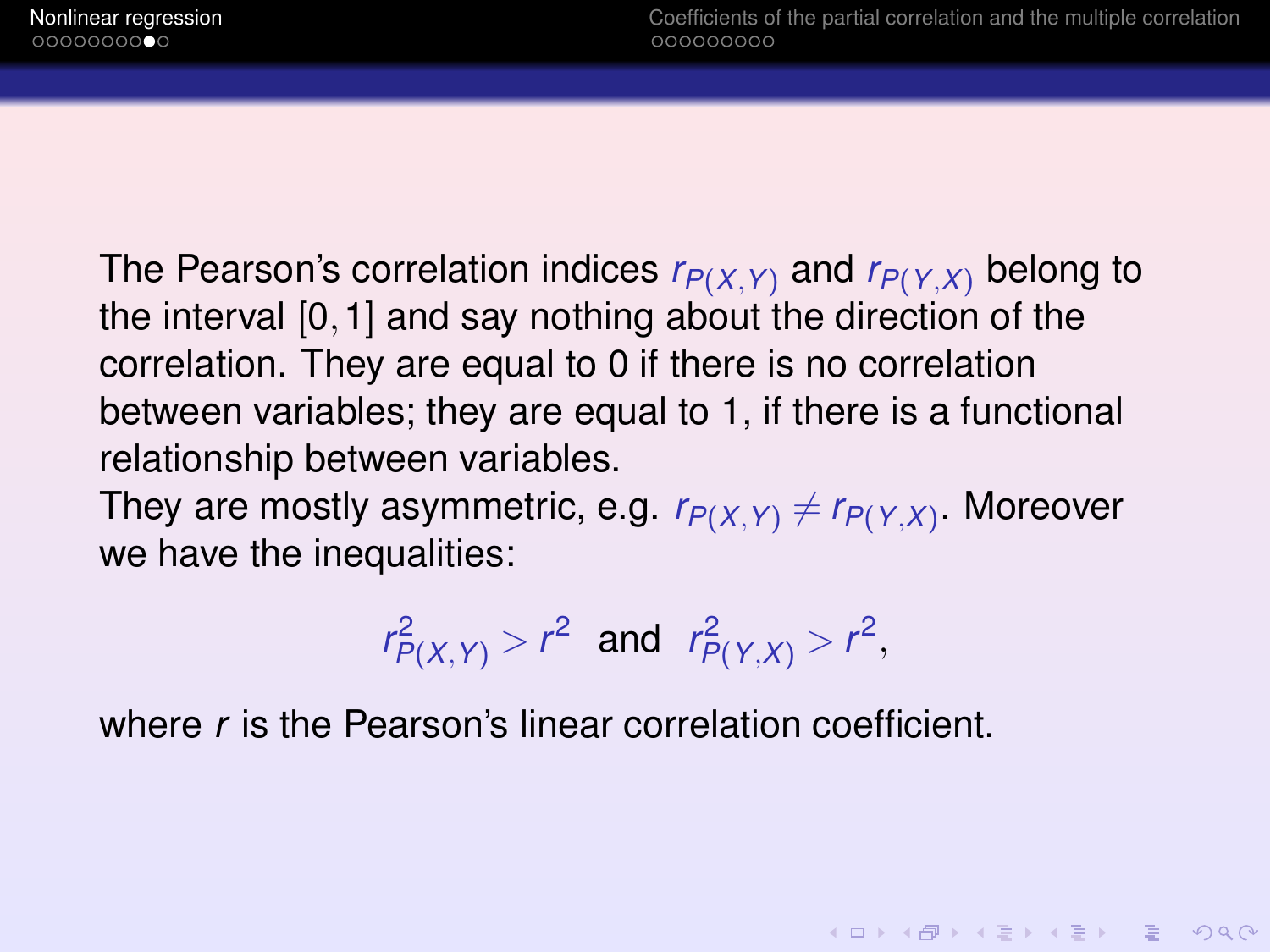The Pearson's correlation indices $r_{P(X,Y)}$ and $r_{P(Y,X)}$ belong to the interval $[0, 1]$ and say nothing about the direction of the correlation. They are equal to 0 if there is no correlation between variables; they are equal to 1, if there is a functional relationship between variables.

They are mostly asymmetric, e.g. $r_{P(X,Y)} \neq r_{P(Y,X)}$. Moreover we have the inequalities:

$$r^2_{P(X,Y)} > r^2 \text{ and } r^2_{P(Y,X)} > r^2,$$

where $r$ is the Pearson's linear correlation coefficient.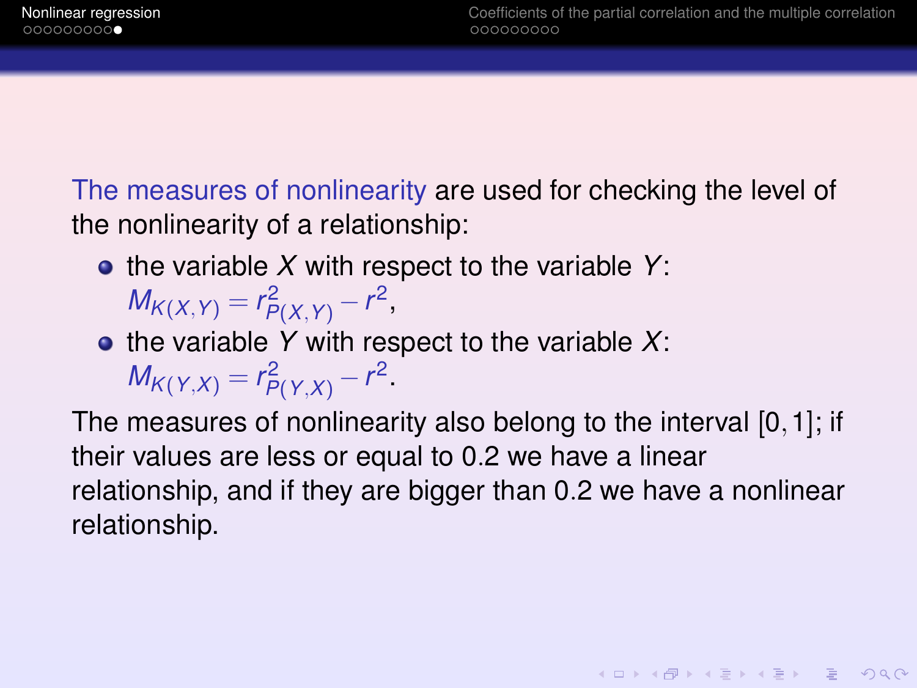The measures of nonlinearity are used for checking the level of the nonlinearity of a relationship:

- the variable $X$ with respect to the variable $Y$: $M_{K(X,Y)} = r^2_{P(X,Y)} - r^2$,
- the variable $Y$ with respect to the variable $X$: $M_{K(Y,X)} = r^2_{P(Y,X)} - r^2$.

The measures of nonlinearity also belong to the interval $[0, 1]$; if their values are less or equal to 0.2 we have a linear relationship, and if they are bigger than 0.2 we have a nonlinear relationship.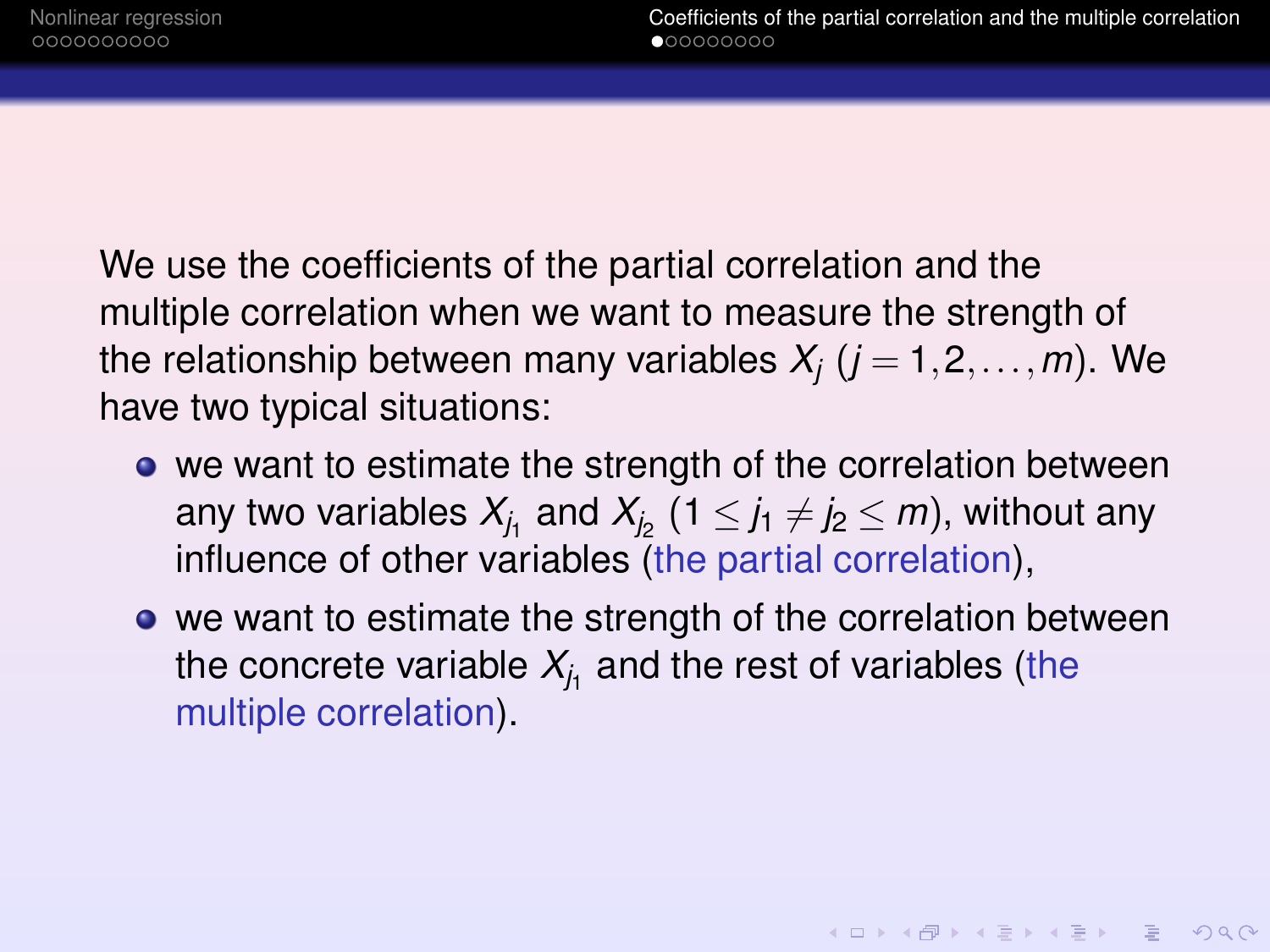We use the coefficients of the partial correlation and the multiple correlation when we want to measure the strength of the relationship between many variables $X_j$ ($j = 1, 2, \ldots, m$). We have two typical situations:

- we want to estimate the strength of the correlation between any two variables $X_{j_1}$ and $X_{j_2}$ ($1 \leq j_1 \neq j_2 \leq m$), without any influence of other variables (the partial correlation),
- we want to estimate the strength of the correlation between the concrete variable $X_{j_1}$ and the rest of variables (the multiple correlation).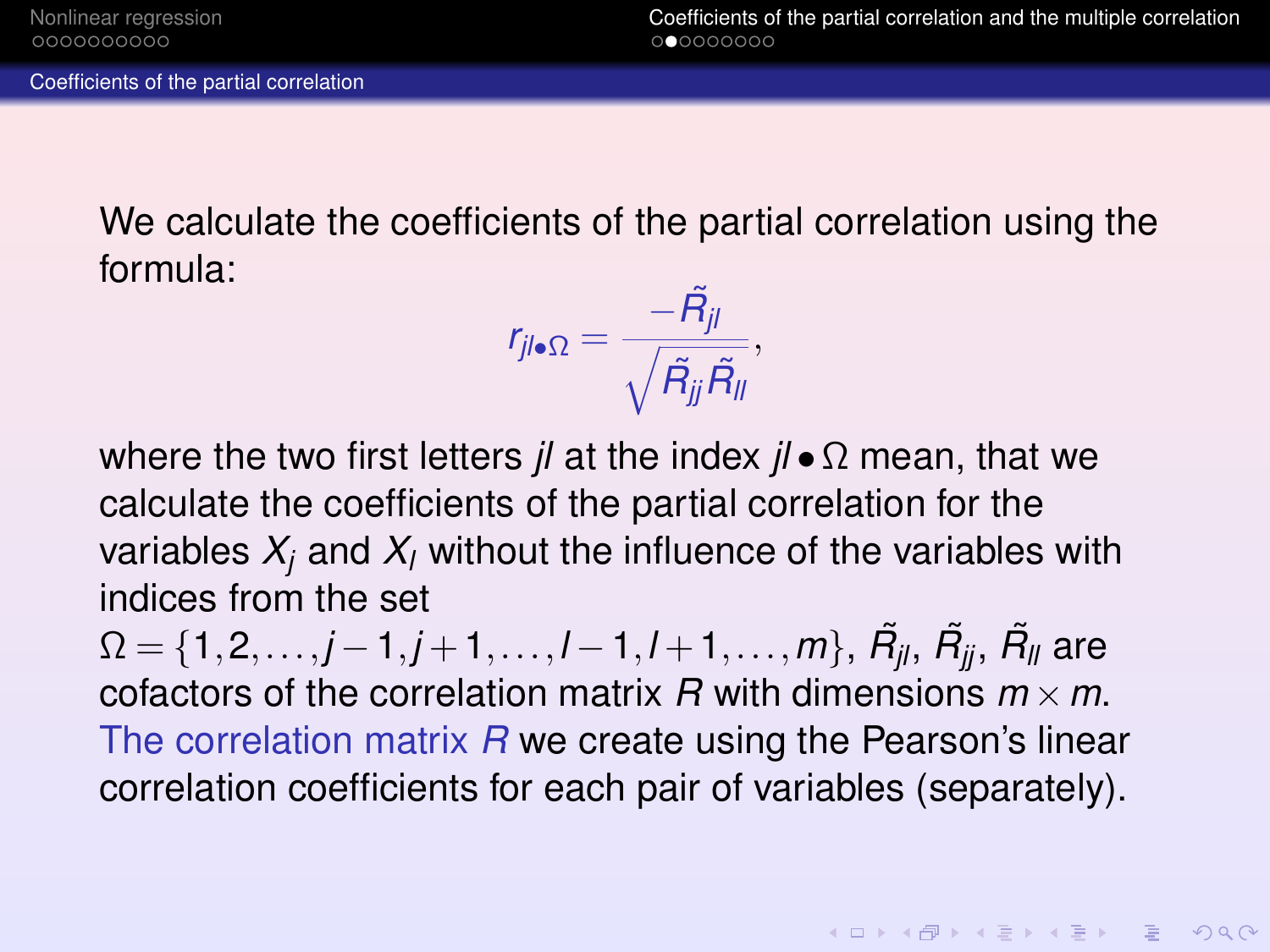## Coefficients of the partial correlation

We calculate the coefficients of the partial correlation using the formula:

$$r_{jl\bullet\Omega} = \frac{-\tilde{R}_{jl}}{\sqrt{\tilde{R}_{jj}\tilde{R}_{ll}}},$$

where the two first letters $jl$ at the index $jl \bullet \Omega$ mean, that we calculate the coefficients of the partial correlation for the variables $X_j$ and $X_l$ without the influence of the variables with indices from the set $\Omega = \{1, 2, \ldots, j-1, j+1, \ldots, l-1, l+1, \ldots, m\}$, $\tilde{R}_{jl}$, $\tilde{R}_{jj}$, $\tilde{R}_{ll}$ are cofactors of the correlation matrix $R$ with dimensions $m \times m$. The correlation matrix $R$ we create using the Pearson's linear correlation coefficients for each pair of variables (separately).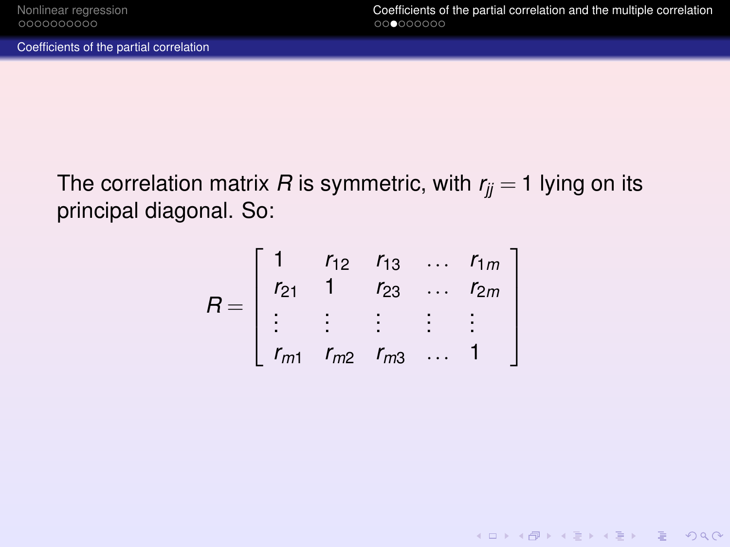## Coefficients of the partial correlation

The correlation matrix $R$ is symmetric, with $r_{jj} = 1$ lying on its principal diagonal. So:

$$R = \begin{bmatrix} 1 & r_{12} & r_{13} & \dots & r_{1m} \\ r_{21} & 1 & r_{23} & \dots & r_{2m} \\ \vdots & \vdots & \vdots & \vdots & \vdots \\ r_{m1} & r_{m2} & r_{m3} & \dots & 1 \end{bmatrix}$$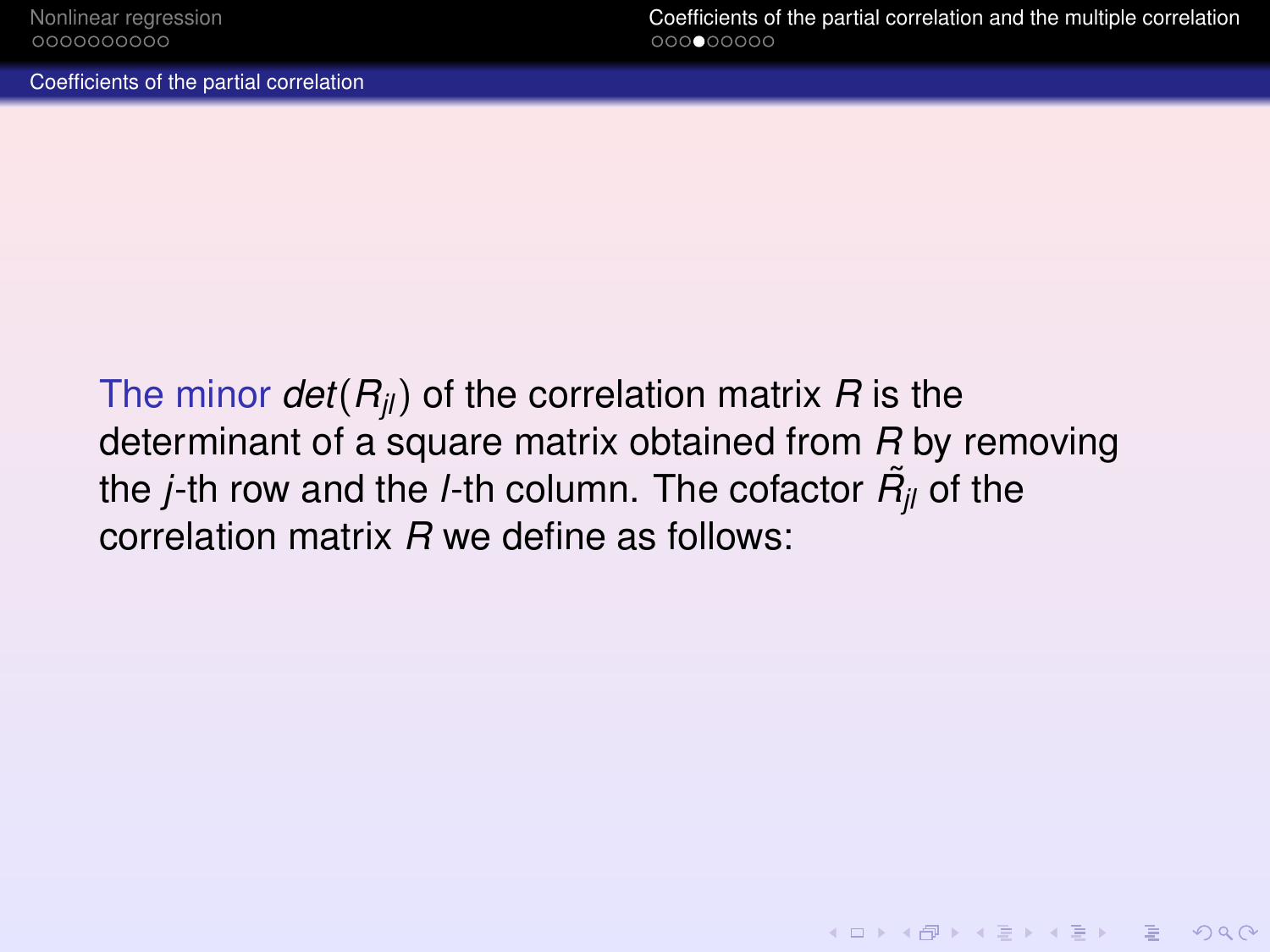## Coefficients of the partial correlation

The minor $det(R_{jl})$ of the correlation matrix $R$ is the determinant of a square matrix obtained from $R$ by removing the $j$-th row and the $l$-th column. The cofactor $\tilde{R}_{jl}$ of the correlation matrix $R$ we define as follows: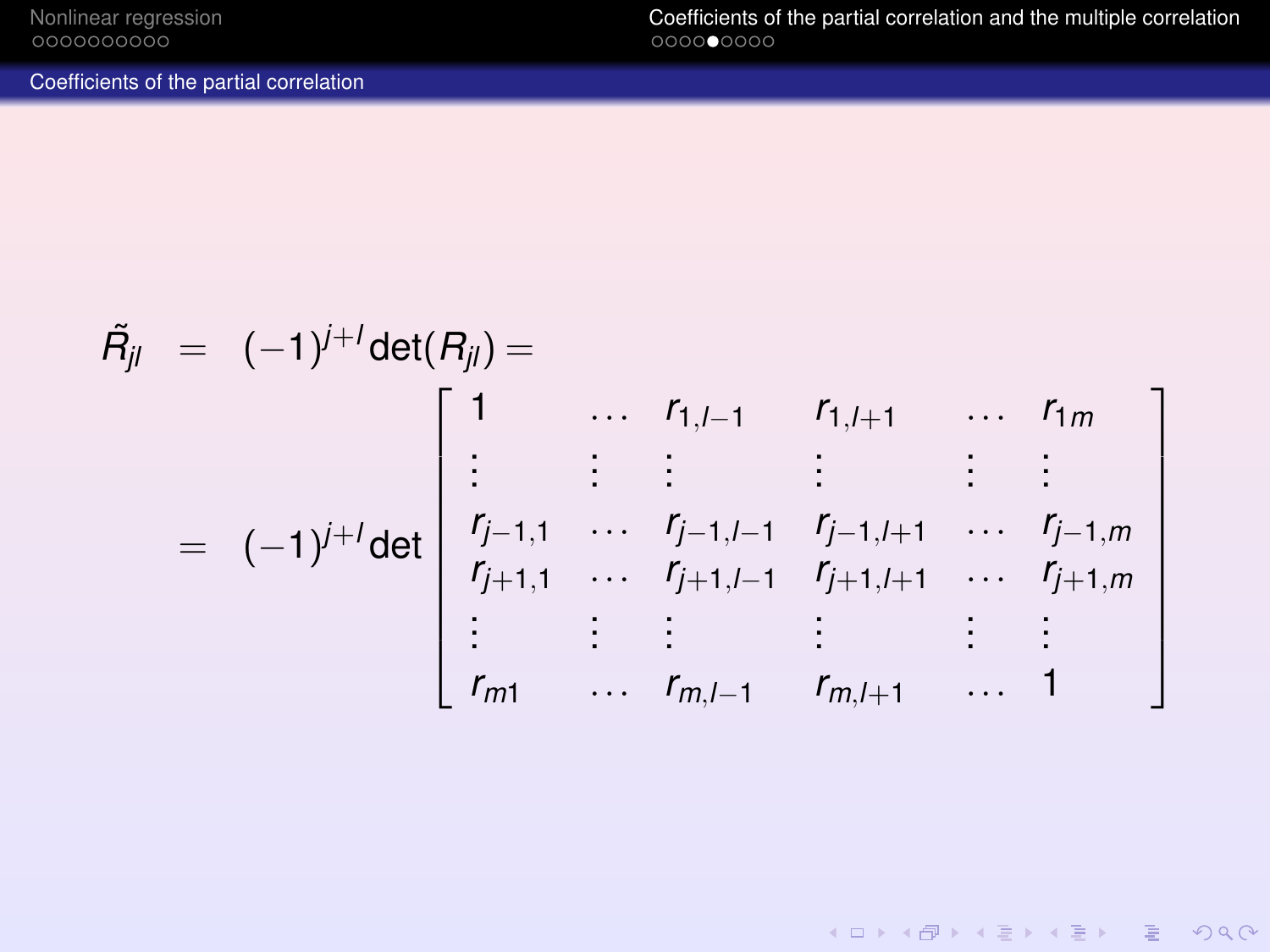## Coefficients of the partial correlation

$$
\begin{aligned}
\tilde{R}_{jl} &= (-1)^{j+l}\det(R_{jl}) = \\
&= (-1)^{j+l}\det\begin{bmatrix}
1 & \dots & r_{1,l-1} & r_{1,l+1} & \dots & r_{1m} \\
\vdots & \vdots & \vdots & \vdots & \vdots & \vdots \\
r_{j-1,1} & \dots & r_{j-1,l-1} & r_{j-1,l+1} & \dots & r_{j-1,m} \\
r_{j+1,1} & \dots & r_{j+1,l-1} & r_{j+1,l+1} & \dots & r_{j+1,m} \\
\vdots & \vdots & \vdots & \vdots & \vdots & \vdots \\
r_{m1} & \dots & r_{m,l-1} & r_{m,l+1} & \dots & 1
\end{bmatrix}
\end{aligned}
$$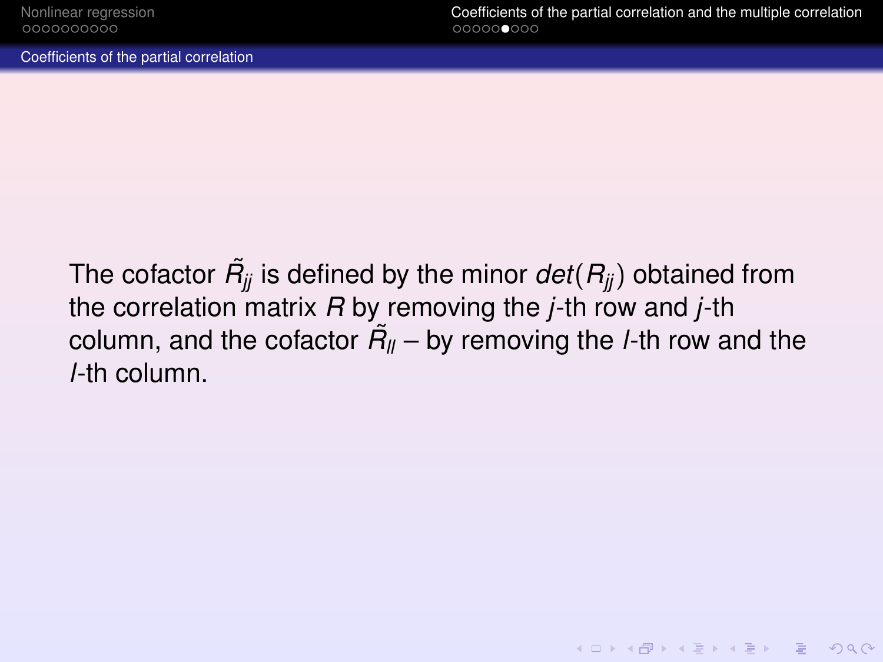## Coefficients of the partial correlation

The cofactor $\tilde{R}_{jj}$ is defined by the minor $det(R_{jj})$ obtained from the correlation matrix $R$ by removing the $j$-th row and $j$-th column, and the cofactor $\tilde{R}_{ll}$ – by removing the $l$-th row and the $l$-th column.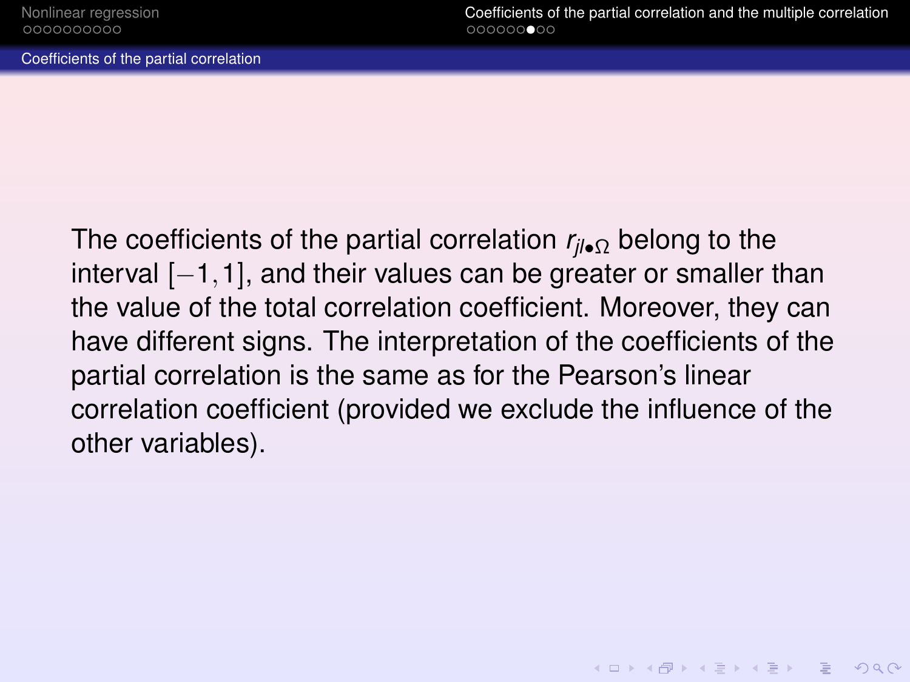## Coefficients of the partial correlation

The coefficients of the partial correlation $r_{jl\bullet\Omega}$ belong to the interval $[-1,1]$, and their values can be greater or smaller than the value of the total correlation coefficient. Moreover, they can have different signs. The interpretation of the coefficients of the partial correlation is the same as for the Pearson's linear correlation coefficient (provided we exclude the influence of the other variables).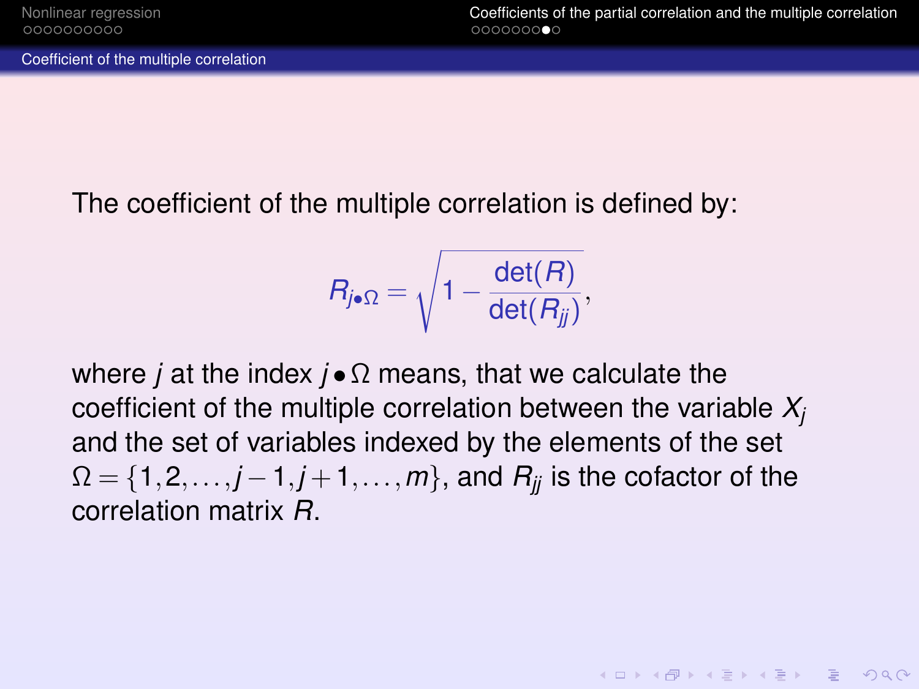## Coefficient of the multiple correlation

The coefficient of the multiple correlation is defined by:

$$R_{j\bullet\Omega} = \sqrt{1 - \frac{\det(R)}{\det(R_{jj})}},$$

where $j$ at the index $j \bullet \Omega$ means, that we calculate the coefficient of the multiple correlation between the variable $X_j$ and the set of variables indexed by the elements of the set $\Omega = \{1, 2, \ldots, j-1, j+1, \ldots, m\}$, and $R_{jj}$ is the cofactor of the correlation matrix $R$.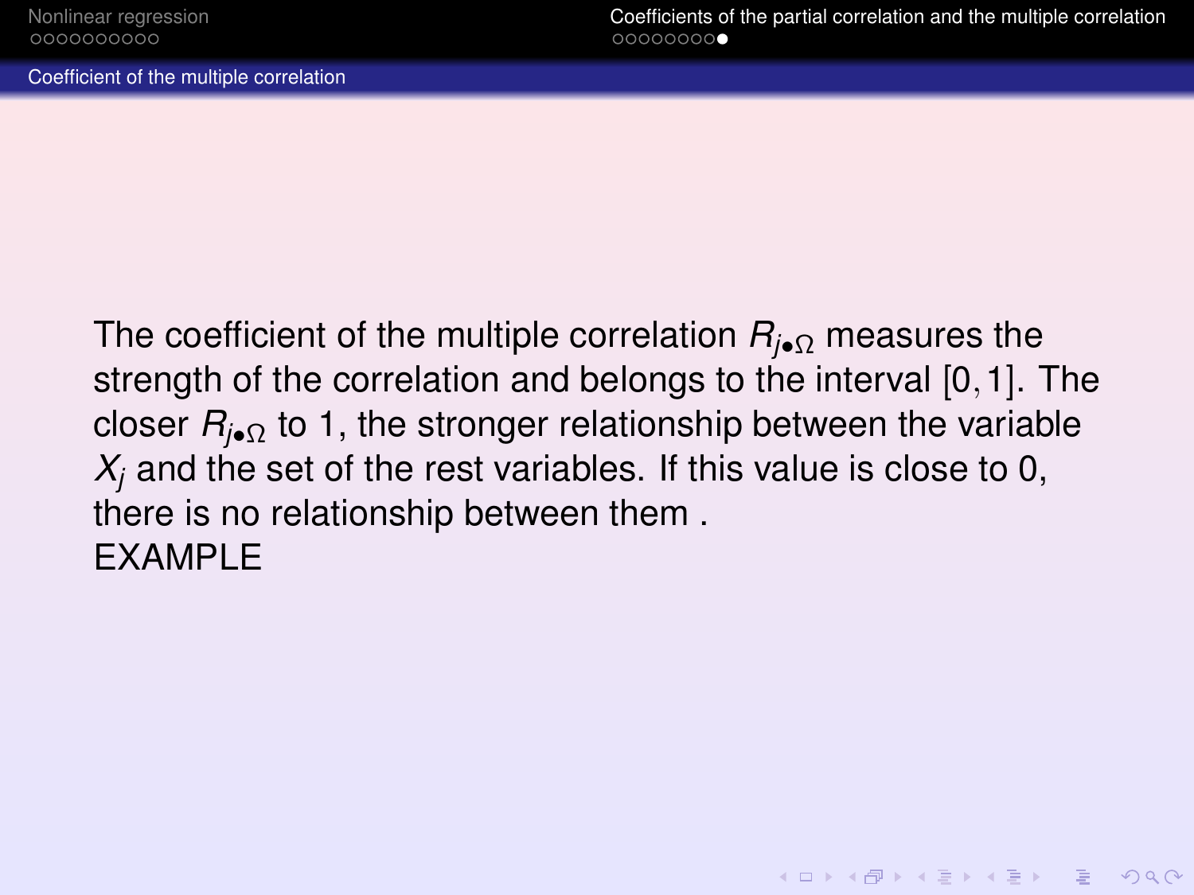## Coefficient of the multiple correlation

The coefficient of the multiple correlation $R_{j\bullet\Omega}$ measures the strength of the correlation and belongs to the interval $[0, 1]$. The closer $R_{j\bullet\Omega}$ to 1, the stronger relationship between the variable $X_j$ and the set of the rest variables. If this value is close to 0, there is no relationship between them .
EXAMPLE